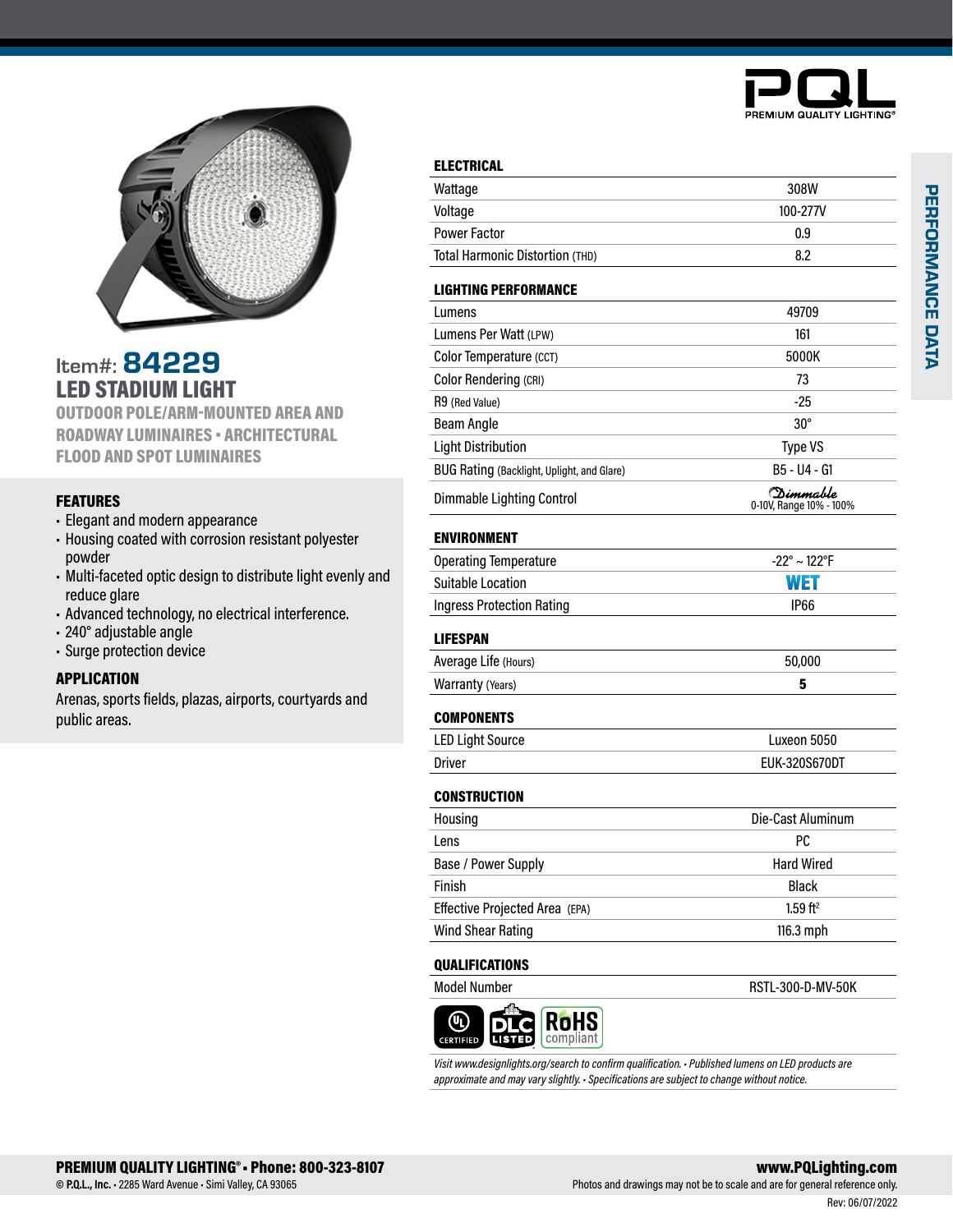PQL
PREMIUM QUALITY LIGHTING®

# Item#: 84229

## LED STADIUM LIGHT

**OUTDOOR POLE/ARM-MOUNTED AREA AND ROADWAY LUMINAIRES • ARCHITECTURAL FLOOD AND SPOT LUMINAIRES**

### FEATURES

- Elegant and modern appearance
- Housing coated with corrosion resistant polyester powder
- Multi-faceted optic design to distribute light evenly and reduce glare
- Advanced technology, no electrical interference.
- 240° adjustable angle
- Surge protection device

### APPLICATION

Arenas, sports fields, plazas, airports, courtyards and public areas.

## PERFORMANCE DATA

| ELECTRICAL | |
|---|---|
| Wattage | 308W |
| Voltage | 100-277V |
| Power Factor | 0.9 |
| Total Harmonic Distortion (THD) | 8.2 |

| LIGHTING PERFORMANCE | |
|---|---|
| Lumens | 49709 |
| Lumens Per Watt (LPW) | 161 |
| Color Temperature (CCT) | 5000K |
| Color Rendering (CRI) | 73 |
| R9 (Red Value) | -25 |
| Beam Angle | 30° |
| Light Distribution | Type VS |
| BUG Rating (Backlight, Uplight, and Glare) | B5 - U4 - G1 |
| Dimmable Lighting Control | Dimmable 0-10V, Range 10% - 100% |

| ENVIRONMENT | |
|---|---|
| Operating Temperature | -22° ~ 122°F |
| Suitable Location | WET |
| Ingress Protection Rating | IP66 |

| LIFESPAN | |
|---|---|
| Average Life (Hours) | 50,000 |
| Warranty (Years) | 5 |

| COMPONENTS | |
|---|---|
| LED Light Source | Luxeon 5050 |
| Driver | EUK-320S670DT |

| CONSTRUCTION | |
|---|---|
| Housing | Die-Cast Aluminum |
| Lens | PC |
| Base / Power Supply | Hard Wired |
| Finish | Black |
| Effective Projected Area (EPA) | 1.59 $ft^2$ |
| Wind Shear Rating | 116.3 mph |

| QUALIFICATIONS | |
|---|---|
| Model Number | RSTL-300-D-MV-50K |

UL CERTIFIED • DLC LISTED • RoHS compliant

*Visit www.designlights.org/search to confirm qualification. • Published lumens on LED products are approximate and may vary slightly. • Specifications are subject to change without notice.*

**PREMIUM QUALITY LIGHTING® • Phone: 800-323-8107**
© **P.Q.L., Inc.** • 2285 Ward Avenue • Simi Valley, CA 93065

**www.PQLighting.com**
Photos and drawings may not be to scale and are for general reference only.
Rev: 06/07/2022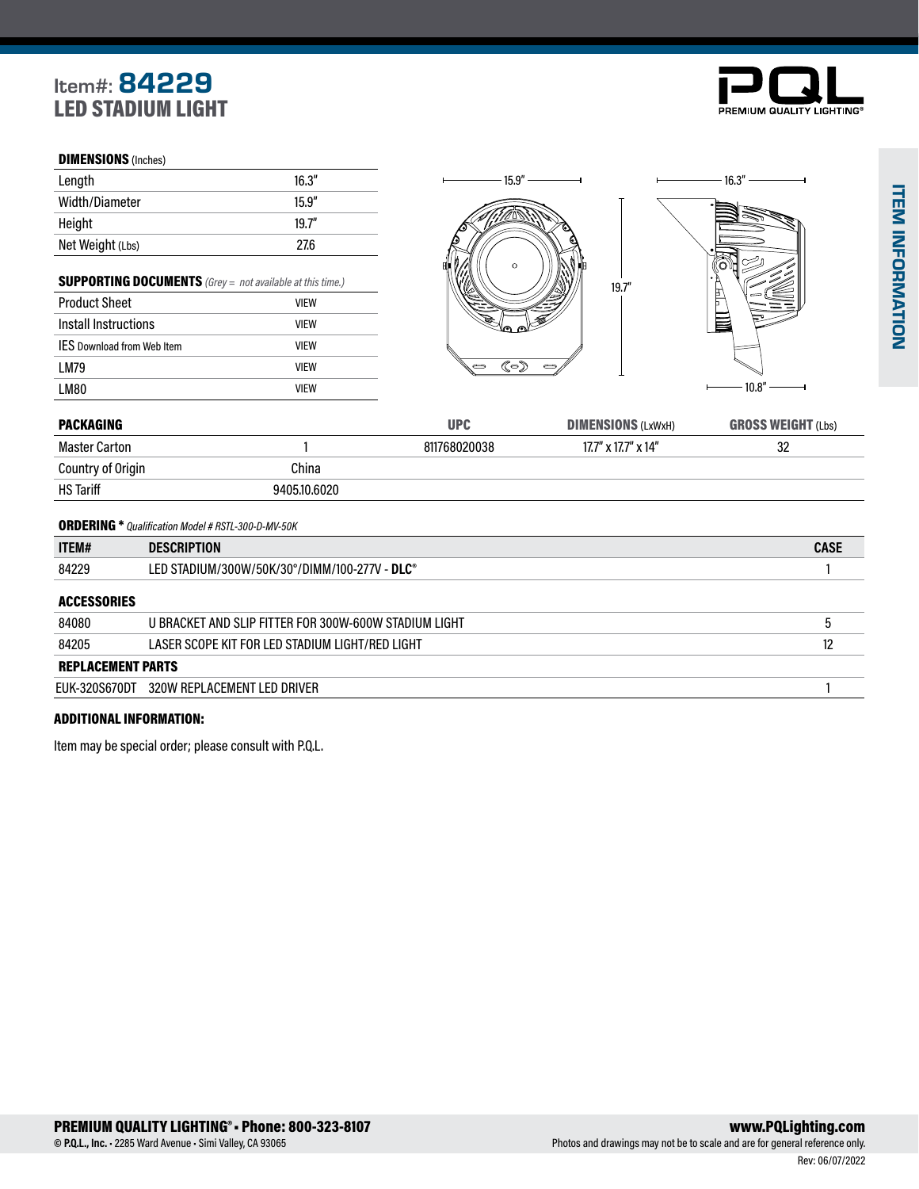# Item#: 84229
## LED STADIUM LIGHT

**ITEM INFORMATION**

### DIMENSIONS (Inches)

| | |
|---|---|
| Length | 16.3" |
| Width/Diameter | 15.9" |
| Height | 19.7" |
| Net Weight (Lbs) | 27.6 |

15.9"
19.7"
16.3"
10.8"

### SUPPORTING DOCUMENTS *(Grey = not available at this time.)*

| | |
|---|---|
| Product Sheet | VIEW |
| Install Instructions | VIEW |
| IES Download from Web Item | VIEW |
| LM79 | VIEW |
| LM80 | VIEW |

| PACKAGING | | UPC | DIMENSIONS (LxWxH) | GROSS WEIGHT (Lbs) |
|---|---|---|---|---|
| Master Carton | 1 | 811768020038 | 17.7" x 17.7" x 14" | 32 |
| Country of Origin | China | | | |
| HS Tariff | 9405.10.6020 | | | |

### ORDERING * *Qualification Model # RSTL-300-D-MV-50K*

| ITEM# | DESCRIPTION | CASE |
|---|---|---|
| 84229 | LED STADIUM/300W/50K/30°/DIMM/100-277V - **DLC®** | 1 |
| **ACCESSORIES** | | |
| 84080 | U BRACKET AND SLIP FITTER FOR 300W-600W STADIUM LIGHT | 5 |
| 84205 | LASER SCOPE KIT FOR LED STADIUM LIGHT/RED LIGHT | 12 |
| **REPLACEMENT PARTS** | | |
| EUK-320S670DT | 320W REPLACEMENT LED DRIVER | 1 |

### ADDITIONAL INFORMATION:

Item may be special order; please consult with P.Q.L.

**PREMIUM QUALITY LIGHTING® • Phone: 800-323-8107**
© **P.Q.L., Inc.** • 2285 Ward Avenue • Simi Valley, CA 93065

**www.PQLighting.com**
Photos and drawings may not be to scale and are for general reference only.

Rev: 06/07/2022